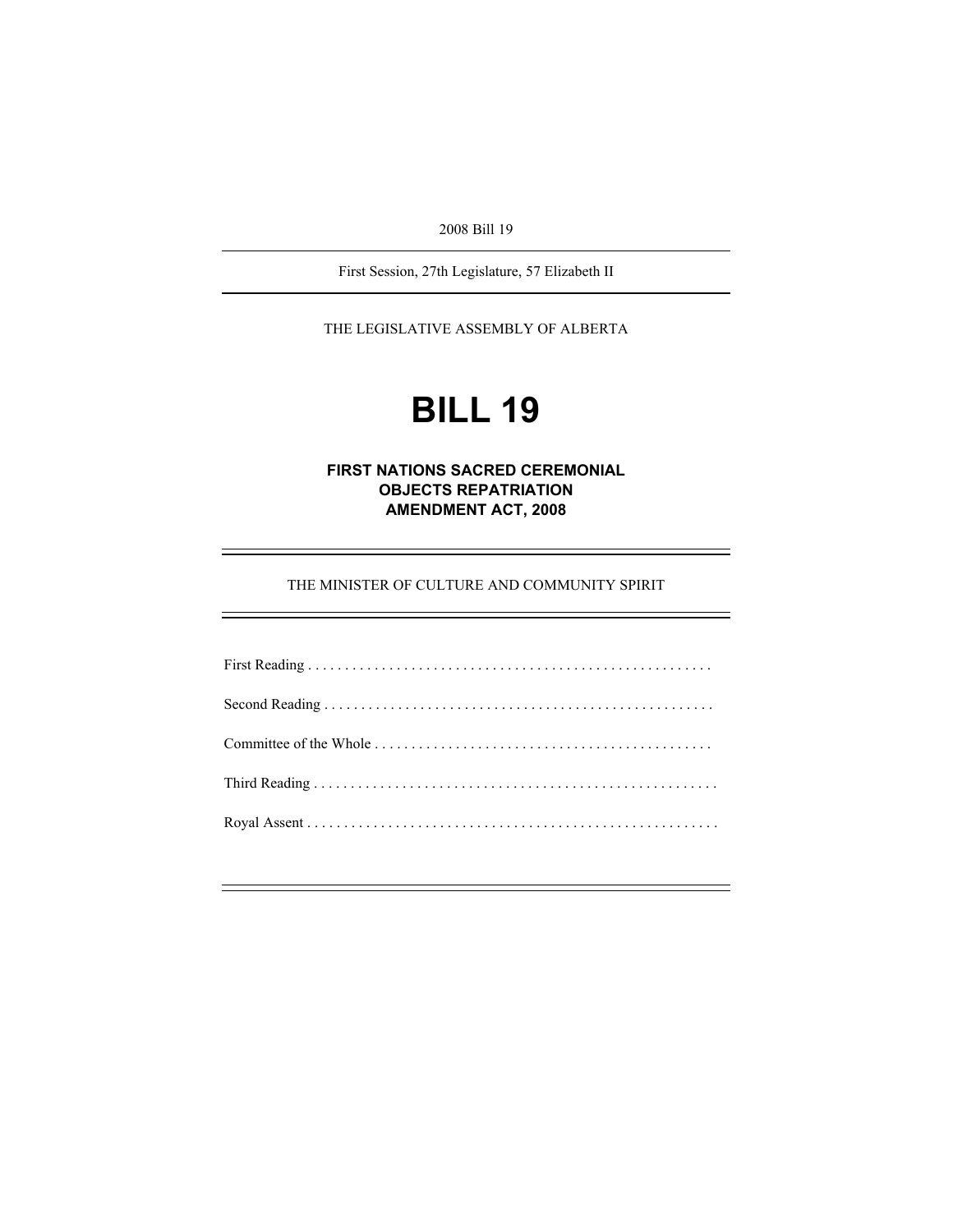2008 Bill 19

First Session, 27th Legislature, 57 Elizabeth II

THE LEGISLATIVE ASSEMBLY OF ALBERTA

# BILL 19

## FIRST NATIONS SACRED CEREMONIAL OBJECTS REPATRIATION AMENDMENT ACT, 2008

THE MINISTER OF CULTURE AND COMMUNITY SPIRIT

First Reading . . . . . . . . . . . . . . . . . . . . . . . . . . . . . . . . . . . . . . . . . . . . . . . . . . . . . .

Second Reading . . . . . . . . . . . . . . . . . . . . . . . . . . . . . . . . . . . . . . . . . . . . . . . . . . . .

Committee of the Whole . . . . . . . . . . . . . . . . . . . . . . . . . . . . . . . . . . . . . . . . . . . . .

Third Reading . . . . . . . . . . . . . . . . . . . . . . . . . . . . . . . . . . . . . . . . . . . . . . . . . . . . . .

Royal Assent . . . . . . . . . . . . . . . . . . . . . . . . . . . . . . . . . . . . . . . . . . . . . . . . . . . . . .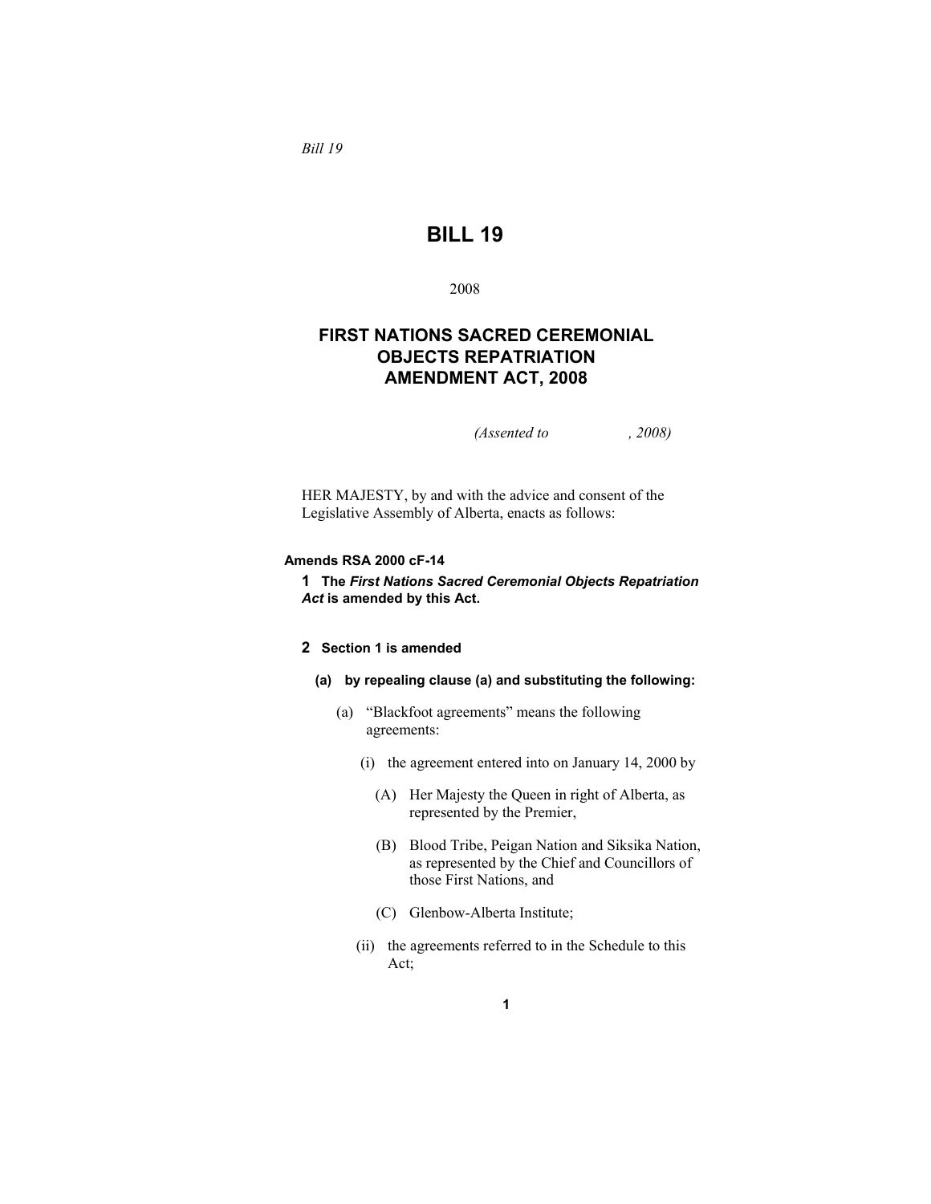*Bill 19*

# BILL 19

2008

## FIRST NATIONS SACRED CEREMONIAL OBJECTS REPATRIATION AMENDMENT ACT, 2008

*(Assented to , 2008)*

HER MAJESTY, by and with the advice and consent of the Legislative Assembly of Alberta, enacts as follows:

**Amends RSA 2000 cF-14**

**1 The** ***First Nations Sacred Ceremonial Objects Repatriation Act*** **is amended by this Act.**

**2 Section 1 is amended**

**(a) by repealing clause (a) and substituting the following:**

(a) "Blackfoot agreements" means the following agreements:

(i) the agreement entered into on January 14, 2000 by

(A) Her Majesty the Queen in right of Alberta, as represented by the Premier,

(B) Blood Tribe, Peigan Nation and Siksika Nation, as represented by the Chief and Councillors of those First Nations, and

(C) Glenbow-Alberta Institute;

(ii) the agreements referred to in the Schedule to this Act;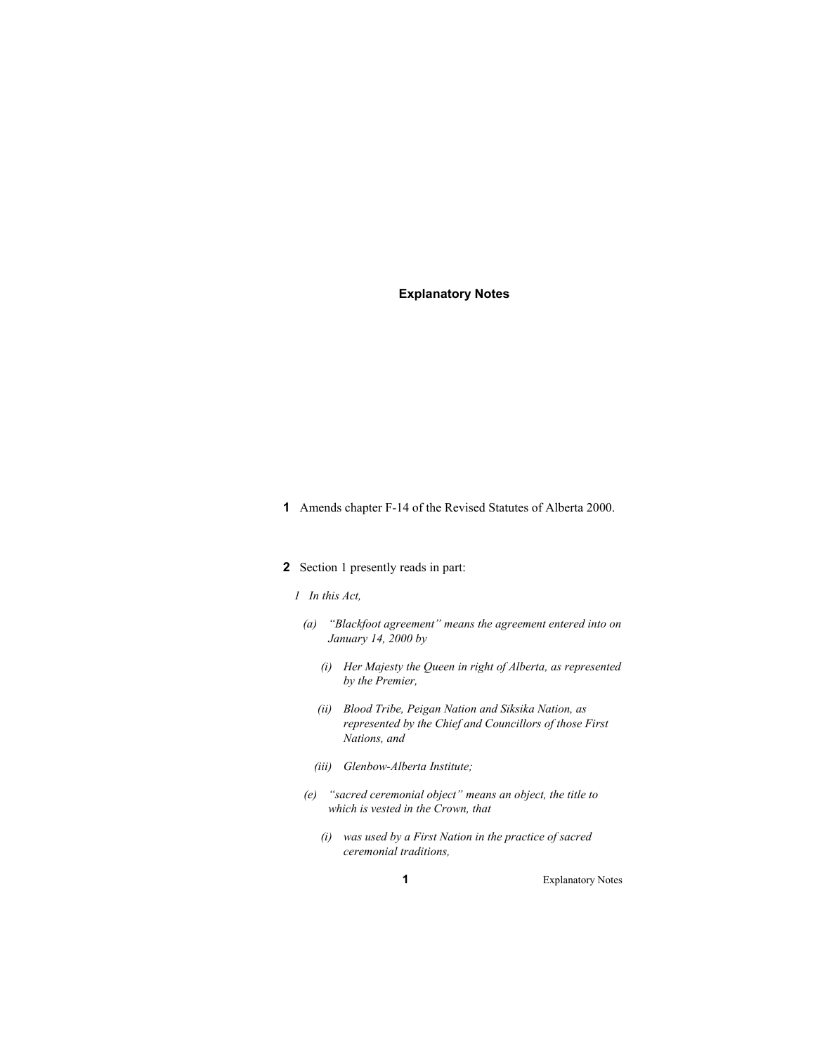## Explanatory Notes

**1** Amends chapter F-14 of the Revised Statutes of Alberta 2000.

**2** Section 1 presently reads in part:

*1 In this Act,*

*(a) "Blackfoot agreement" means the agreement entered into on January 14, 2000 by*

*(i) Her Majesty the Queen in right of Alberta, as represented by the Premier,*

*(ii) Blood Tribe, Peigan Nation and Siksika Nation, as represented by the Chief and Councillors of those First Nations, and*

*(iii) Glenbow-Alberta Institute;*

*(e) "sacred ceremonial object" means an object, the title to which is vested in the Crown, that*

*(i) was used by a First Nation in the practice of sacred ceremonial traditions,*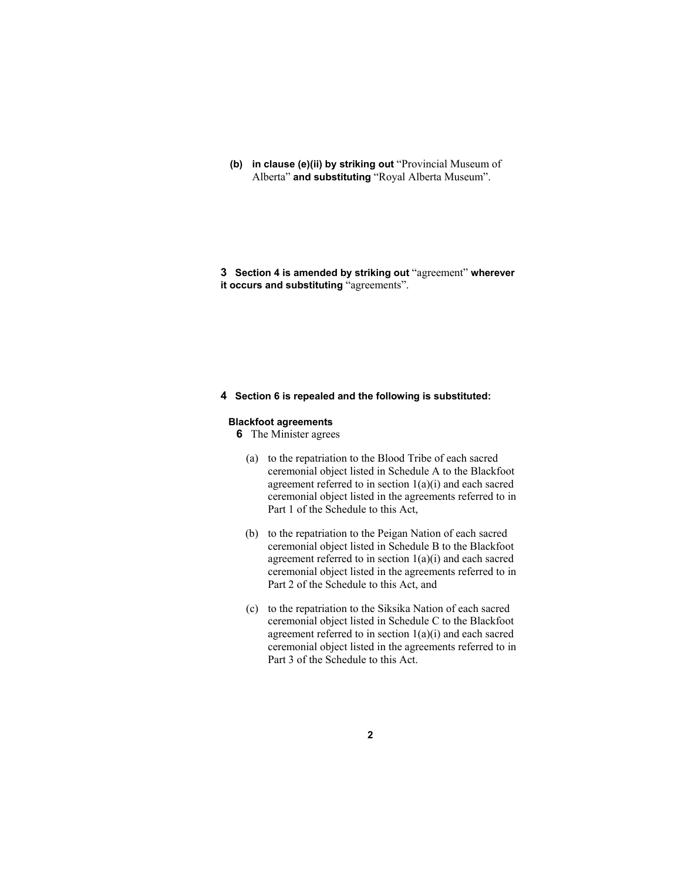**(b) in clause (e)(ii) by striking out** “Provincial Museum of Alberta” **and substituting** “Royal Alberta Museum”.

**3 Section 4 is amended by striking out** “agreement” **wherever it occurs and substituting** “agreements”.

**4 Section 6 is repealed and the following is substituted:**

**Blackfoot agreements**

**6** The Minister agrees

(a) to the repatriation to the Blood Tribe of each sacred ceremonial object listed in Schedule A to the Blackfoot agreement referred to in section 1(a)(i) and each sacred ceremonial object listed in the agreements referred to in Part 1 of the Schedule to this Act,

(b) to the repatriation to the Peigan Nation of each sacred ceremonial object listed in Schedule B to the Blackfoot agreement referred to in section 1(a)(i) and each sacred ceremonial object listed in the agreements referred to in Part 2 of the Schedule to this Act, and

(c) to the repatriation to the Siksika Nation of each sacred ceremonial object listed in Schedule C to the Blackfoot agreement referred to in section 1(a)(i) and each sacred ceremonial object listed in the agreements referred to in Part 3 of the Schedule to this Act.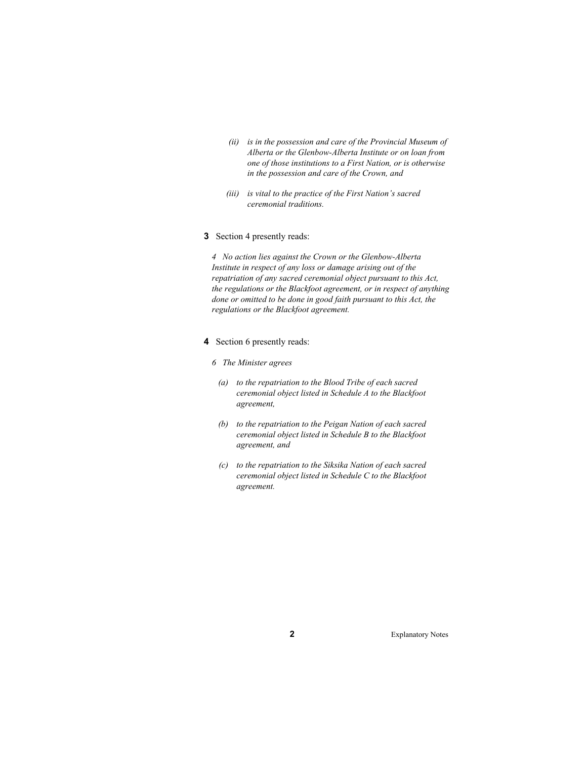*(ii) is in the possession and care of the Provincial Museum of Alberta or the Glenbow-Alberta Institute or on loan from one of those institutions to a First Nation, or is otherwise in the possession and care of the Crown, and*

*(iii) is vital to the practice of the First Nation's sacred ceremonial traditions.*

**3** Section 4 presently reads:

*4 No action lies against the Crown or the Glenbow-Alberta Institute in respect of any loss or damage arising out of the repatriation of any sacred ceremonial object pursuant to this Act, the regulations or the Blackfoot agreement, or in respect of anything done or omitted to be done in good faith pursuant to this Act, the regulations or the Blackfoot agreement.*

**4** Section 6 presently reads:

*6 The Minister agrees*

*(a) to the repatriation to the Blood Tribe of each sacred ceremonial object listed in Schedule A to the Blackfoot agreement,*

*(b) to the repatriation to the Peigan Nation of each sacred ceremonial object listed in Schedule B to the Blackfoot agreement, and*

*(c) to the repatriation to the Siksika Nation of each sacred ceremonial object listed in Schedule C to the Blackfoot agreement.*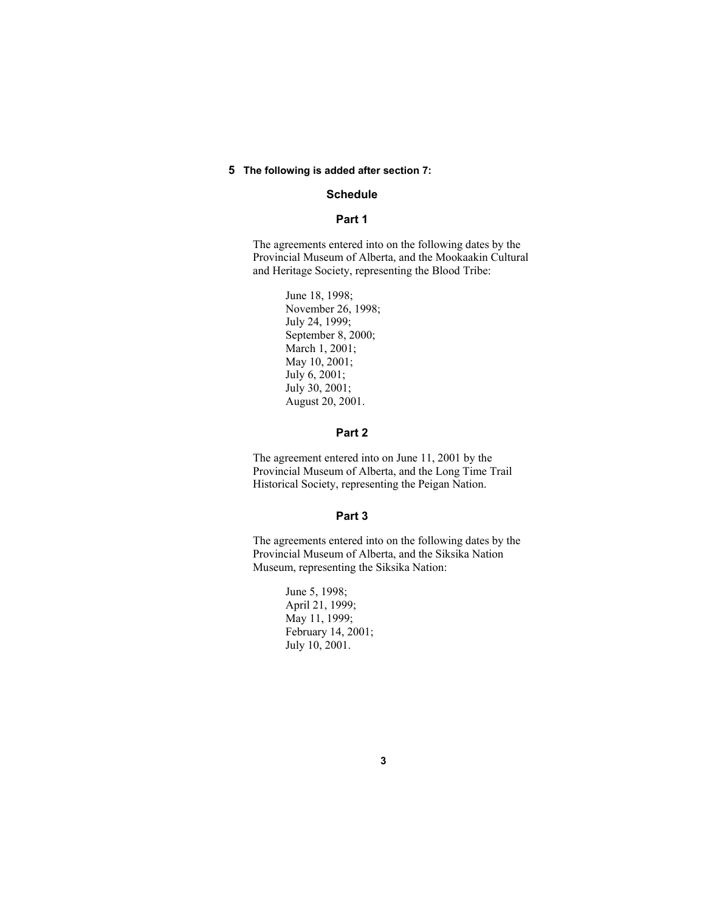**5 The following is added after section 7:**

## Schedule

### Part 1

The agreements entered into on the following dates by the Provincial Museum of Alberta, and the Mookaakin Cultural and Heritage Society, representing the Blood Tribe:

June 18, 1998;  
November 26, 1998;  
July 24, 1999;  
September 8, 2000;  
March 1, 2001;  
May 10, 2001;  
July 6, 2001;  
July 30, 2001;  
August 20, 2001.

### Part 2

The agreement entered into on June 11, 2001 by the Provincial Museum of Alberta, and the Long Time Trail Historical Society, representing the Peigan Nation.

### Part 3

The agreements entered into on the following dates by the Provincial Museum of Alberta, and the Siksika Nation Museum, representing the Siksika Nation:

June 5, 1998;  
April 21, 1999;  
May 11, 1999;  
February 14, 2001;  
July 10, 2001.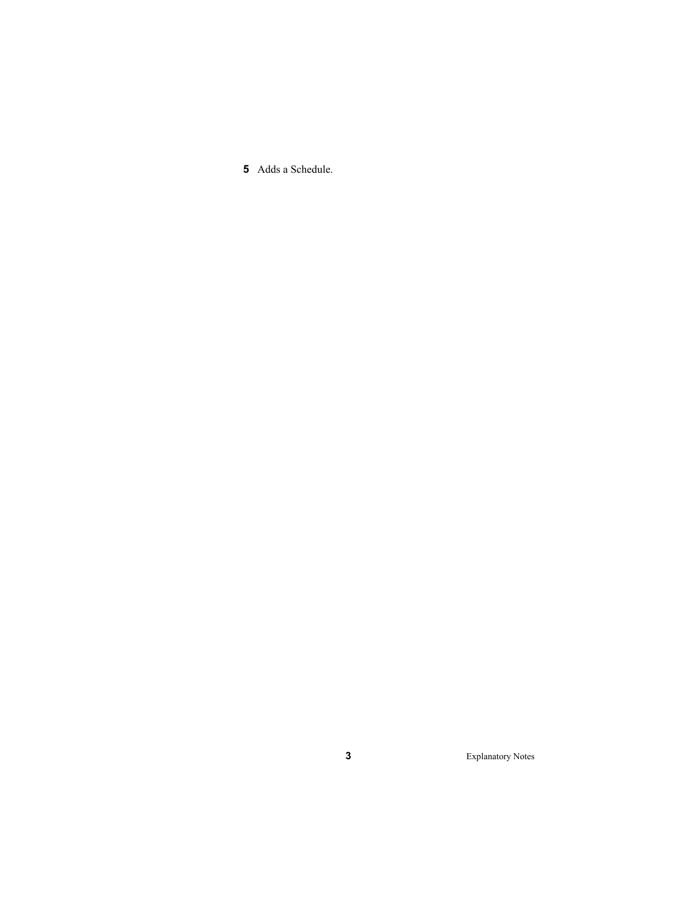**5** Adds a Schedule.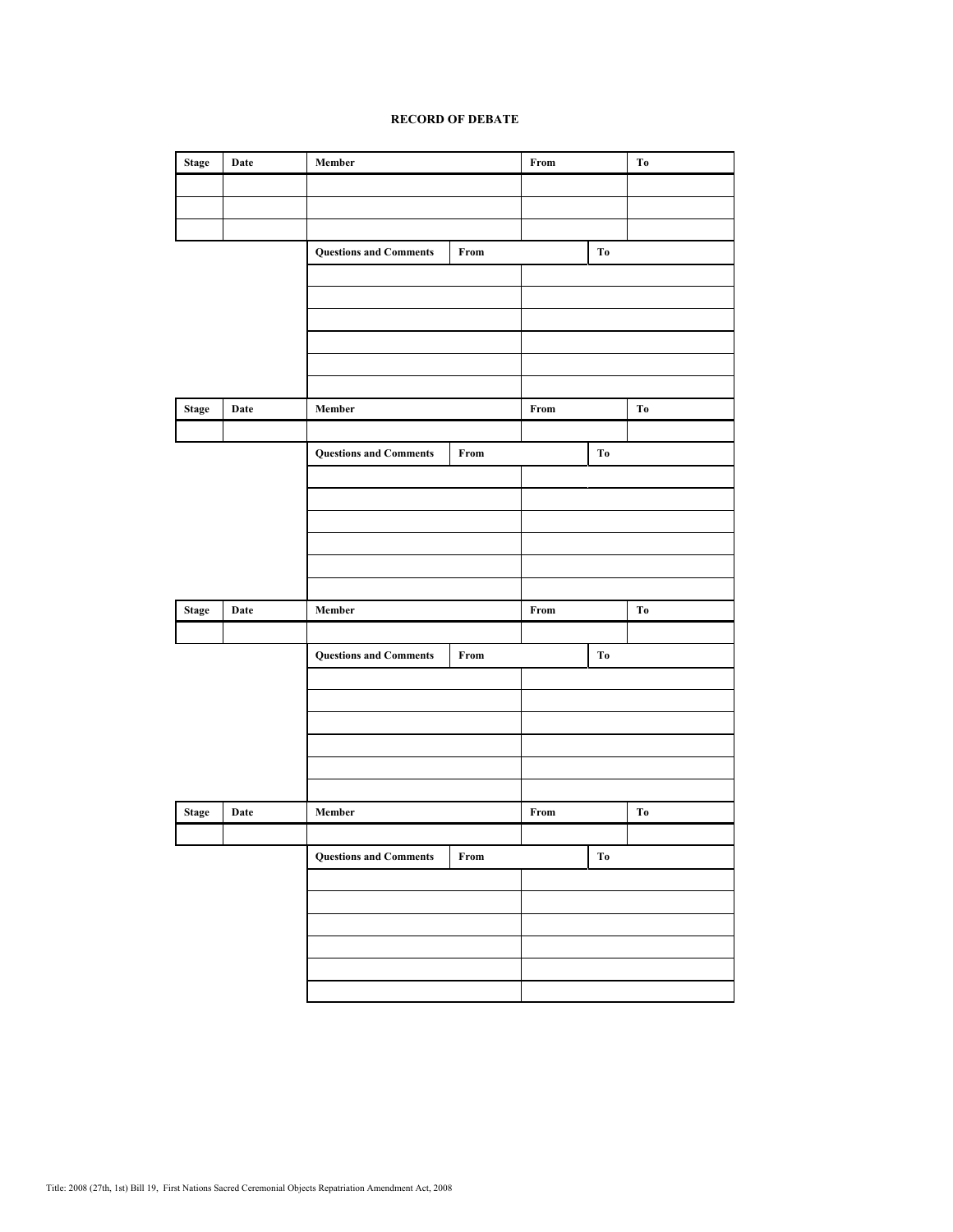# RECORD OF DEBATE

| Stage | Date | Member | From | To |
|---|---|---|---|---|
| | | | | |
| | | | | |
| | | | | |

| Questions and Comments | From | To |
|---|---|---|
| | | |
| | | |
| | | |
| | | |
| | | |
| | | |

| Stage | Date | Member | From | To |
|---|---|---|---|---|
| | | | | |

| Questions and Comments | From | To |
|---|---|---|
| | | |
| | | |
| | | |
| | | |
| | | |
| | | |

| Stage | Date | Member | From | To |
|---|---|---|---|---|
| | | | | |

| Questions and Comments | From | To |
|---|---|---|
| | | |
| | | |
| | | |
| | | |
| | | |
| | | |

| Stage | Date | Member | From | To |
|---|---|---|---|---|
| | | | | |

| Questions and Comments | From | To |
|---|---|---|
| | | |
| | | |
| | | |
| | | |
| | | |
| | | |